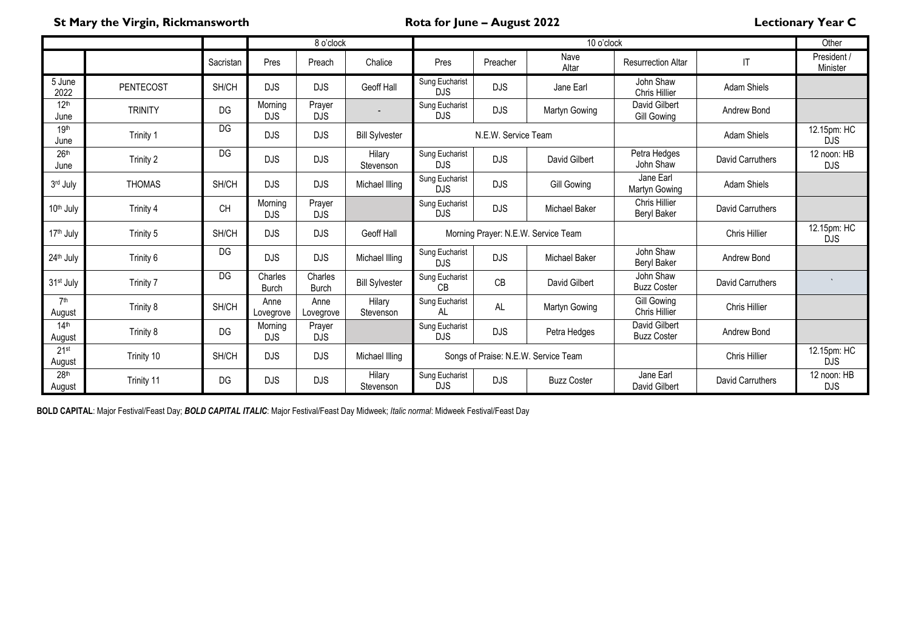**St Mary the Virgin, Rickmansworth** **Rota for June – August 2022** **Lectionary Year C**

| | | | 8 o'clock | | | 10 o'clock | | | | | Other |
|---|---|---|---|---|---|---|---|---|---|---|---|
| | | Sacristan | Pres | Preach | Chalice | Pres | Preacher | Nave Altar | Resurrection Altar | IT | President / Minister |
| 5 June 2022 | PENTECOST | SH/CH | DJS | DJS | Geoff Hall | Sung Eucharist DJS | DJS | Jane Earl | John Shaw Chris Hillier | Adam Shiels | |
| 12th June | TRINITY | DG | Morning DJS | Prayer DJS | - | Sung Eucharist DJS | DJS | Martyn Gowing | David Gilbert Gill Gowing | Andrew Bond | |
| 19th June | Trinity 1 | DG | DJS | DJS | Bill Sylvester | N.E.W. Service Team | | | | Adam Shiels | 12.15pm: HC DJS |
| 26th June | Trinity 2 | DG | DJS | DJS | Hilary Stevenson | Sung Eucharist DJS | DJS | David Gilbert | Petra Hedges John Shaw | David Carruthers | 12 noon: HB DJS |
| 3rd July | THOMAS | SH/CH | DJS | DJS | Michael Illing | Sung Eucharist DJS | DJS | Gill Gowing | Jane Earl Martyn Gowing | Adam Shiels | |
| 10th July | Trinity 4 | CH | Morning DJS | Prayer DJS | | Sung Eucharist DJS | DJS | Michael Baker | Chris Hillier Beryl Baker | David Carruthers | |
| 17th July | Trinity 5 | SH/CH | DJS | DJS | Geoff Hall | Morning Prayer: N.E.W. Service Team | | | | Chris Hillier | 12.15pm: HC DJS |
| 24th July | Trinity 6 | DG | DJS | DJS | Michael Illing | Sung Eucharist DJS | DJS | Michael Baker | John Shaw Beryl Baker | Andrew Bond | |
| 31st July | Trinity 7 | DG | Charles Burch | Charles Burch | Bill Sylvester | Sung Eucharist CB | CB | David Gilbert | John Shaw Buzz Coster | David Carruthers | ` |
| 7th August | Trinity 8 | SH/CH | Anne Lovegrove | Anne Lovegrove | Hilary Stevenson | Sung Eucharist AL | AL | Martyn Gowing | Gill Gowing Chris Hillier | Chris Hillier | |
| 14th August | Trinity 8 | DG | Morning DJS | Prayer DJS | | Sung Eucharist DJS | DJS | Petra Hedges | David Gilbert Buzz Coster | Andrew Bond | |
| 21st August | Trinity 10 | SH/CH | DJS | DJS | Michael Illing | Songs of Praise: N.E.W. Service Team | | | | Chris Hillier | 12.15pm: HC DJS |
| 28th August | Trinity 11 | DG | DJS | DJS | Hilary Stevenson | Sung Eucharist DJS | DJS | Buzz Coster | Jane Earl David Gilbert | David Carruthers | 12 noon: HB DJS |

**BOLD CAPITAL**: Major Festival/Feast Day; ***BOLD CAPITAL ITALIC***: Major Festival/Feast Day Midweek; *Italic normal*: Midweek Festival/Feast Day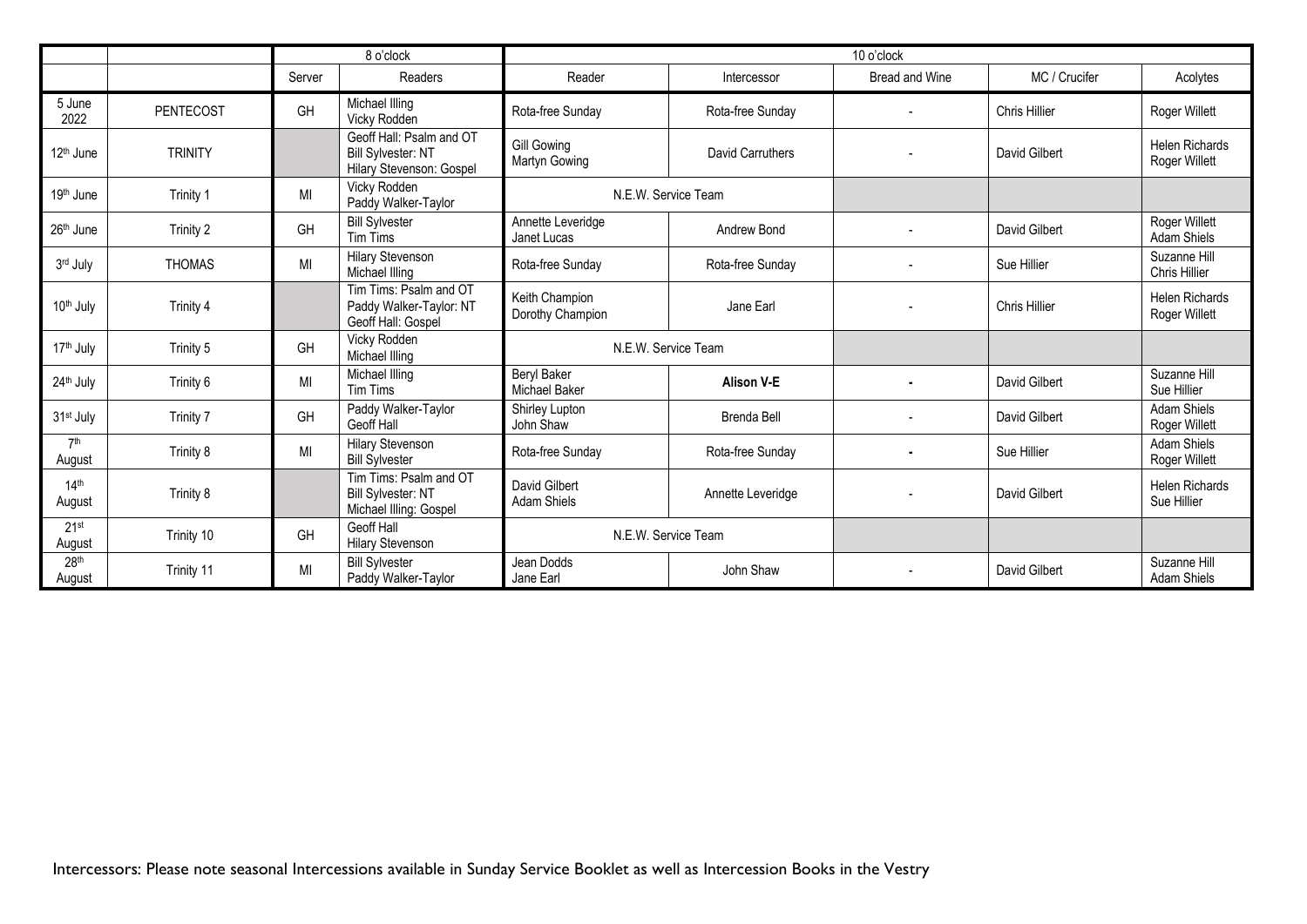| | | 8 o'clock | | 10 o'clock | | | | |
|---|---|---|---|---|---|---|---|---|
| | | Server | Readers | Reader | Intercessor | Bread and Wine | MC / Crucifer | Acolytes |
| 5 June 2022 | PENTECOST | GH | Michael Illing<br>Vicky Rodden | Rota-free Sunday | Rota-free Sunday | - | Chris Hillier | Roger Willett |
| 12th June | TRINITY | | Geoff Hall: Psalm and OT<br>Bill Sylvester: NT<br>Hilary Stevenson: Gospel | Gill Gowing<br>Martyn Gowing | David Carruthers | - | David Gilbert | Helen Richards<br>Roger Willett |
| 19th June | Trinity 1 | MI | Vicky Rodden<br>Paddy Walker-Taylor | N.E.W. Service Team | | | | |
| 26th June | Trinity 2 | GH | Bill Sylvester<br>Tim Tims | Annette Leveridge<br>Janet Lucas | Andrew Bond | - | David Gilbert | Roger Willett<br>Adam Shiels |
| 3rd July | THOMAS | MI | Hilary Stevenson<br>Michael Illing | Rota-free Sunday | Rota-free Sunday | - | Sue Hillier | Suzanne Hill<br>Chris Hillier |
| 10th July | Trinity 4 | | Tim Tims: Psalm and OT<br>Paddy Walker-Taylor: NT<br>Geoff Hall: Gospel | Keith Champion<br>Dorothy Champion | Jane Earl | - | Chris Hillier | Helen Richards<br>Roger Willett |
| 17th July | Trinity 5 | GH | Vicky Rodden<br>Michael Illing | N.E.W. Service Team | | | | |
| 24th July | Trinity 6 | MI | Michael Illing<br>Tim Tims | Beryl Baker<br>Michael Baker | **Alison V-E** | - | David Gilbert | Suzanne Hill<br>Sue Hillier |
| 31st July | Trinity 7 | GH | Paddy Walker-Taylor<br>Geoff Hall | Shirley Lupton<br>John Shaw | Brenda Bell | - | David Gilbert | Adam Shiels<br>Roger Willett |
| 7th August | Trinity 8 | MI | Hilary Stevenson<br>Bill Sylvester | Rota-free Sunday | Rota-free Sunday | - | Sue Hillier | Adam Shiels<br>Roger Willett |
| 14th August | Trinity 8 | | Tim Tims: Psalm and OT<br>Bill Sylvester: NT<br>Michael Illing: Gospel | David Gilbert<br>Adam Shiels | Annette Leveridge | - | David Gilbert | Helen Richards<br>Sue Hillier |
| 21st August | Trinity 10 | GH | Geoff Hall<br>Hilary Stevenson | N.E.W. Service Team | | | | |
| 28th August | Trinity 11 | MI | Bill Sylvester<br>Paddy Walker-Taylor | Jean Dodds<br>Jane Earl | John Shaw | - | David Gilbert | Suzanne Hill<br>Adam Shiels |

Intercessors: Please note seasonal Intercessions available in Sunday Service Booklet as well as Intercession Books in the Vestry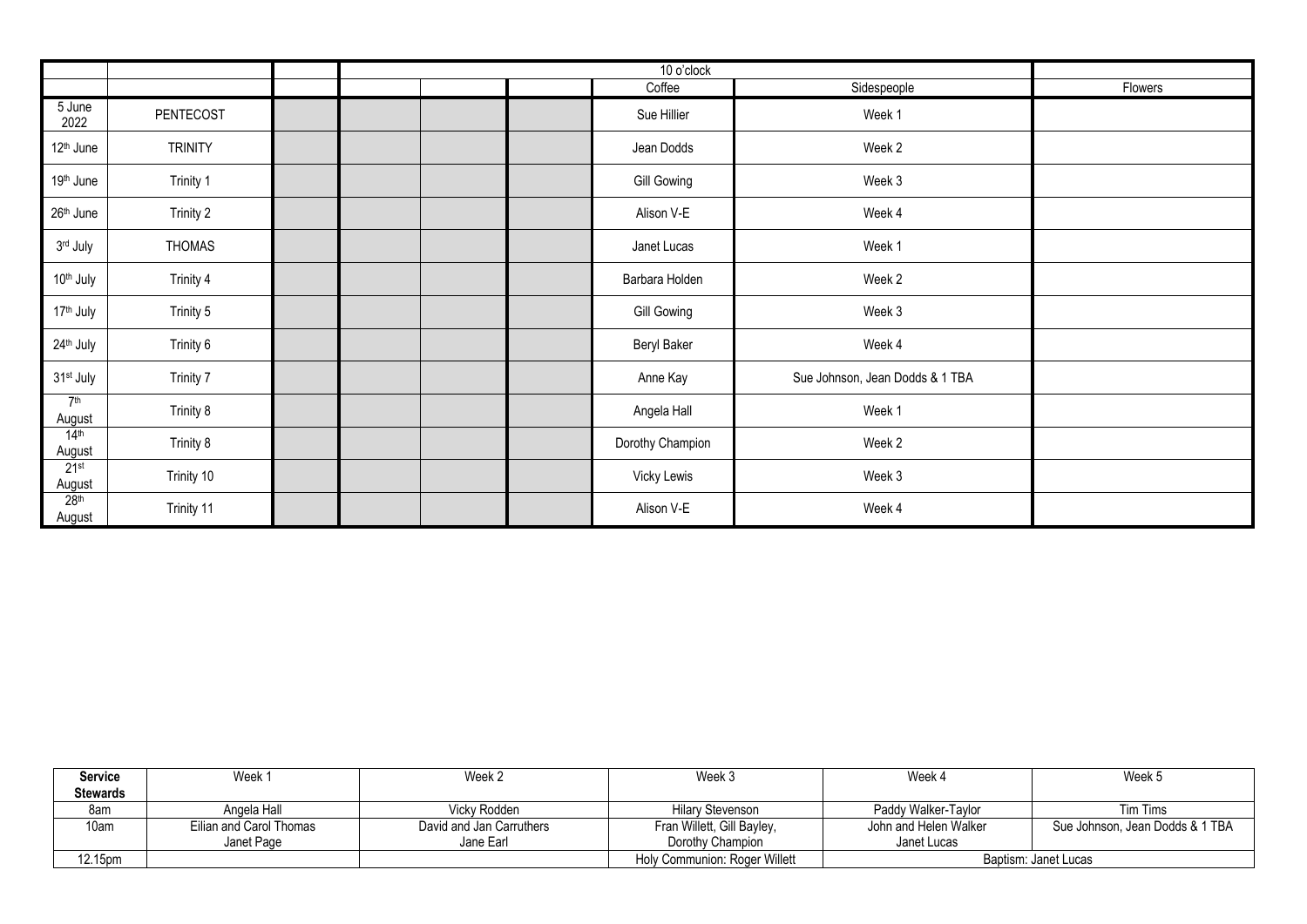| | | | | | | | | |
|---|---|---|---|---|---|---|---|---|
| | | | 10 o'clock | | | | | |
| | | | | | | Coffee | Sidespeople | Flowers |
| 5 June 2022 | PENTECOST | | | | | Sue Hillier | Week 1 | |
| 12th June | TRINITY | | | | | Jean Dodds | Week 2 | |
| 19th June | Trinity 1 | | | | | Gill Gowing | Week 3 | |
| 26th June | Trinity 2 | | | | | Alison V-E | Week 4 | |
| 3rd July | THOMAS | | | | | Janet Lucas | Week 1 | |
| 10th July | Trinity 4 | | | | | Barbara Holden | Week 2 | |
| 17th July | Trinity 5 | | | | | Gill Gowing | Week 3 | |
| 24th July | Trinity 6 | | | | | Beryl Baker | Week 4 | |
| 31st July | Trinity 7 | | | | | Anne Kay | Sue Johnson, Jean Dodds & 1 TBA | |
| 7th August | Trinity 8 | | | | | Angela Hall | Week 1 | |
| 14th August | Trinity 8 | | | | | Dorothy Champion | Week 2 | |
| 21st August | Trinity 10 | | | | | Vicky Lewis | Week 3 | |
| 28th August | Trinity 11 | | | | | Alison V-E | Week 4 | |

| Service Stewards | Week 1 | Week 2 | Week 3 | Week 4 | Week 5 |
|---|---|---|---|---|---|
| 8am | Angela Hall | Vicky Rodden | Hilary Stevenson | Paddy Walker-Taylor | Tim Tims |
| 10am | Eilian and Carol Thomas Janet Page | David and Jan Carruthers Jane Earl | Fran Willett, Gill Bayley, Dorothy Champion | John and Helen Walker Janet Lucas | Sue Johnson, Jean Dodds & 1 TBA |
| 12.15pm | | | Holy Communion: Roger Willett | Baptism: Janet Lucas | |